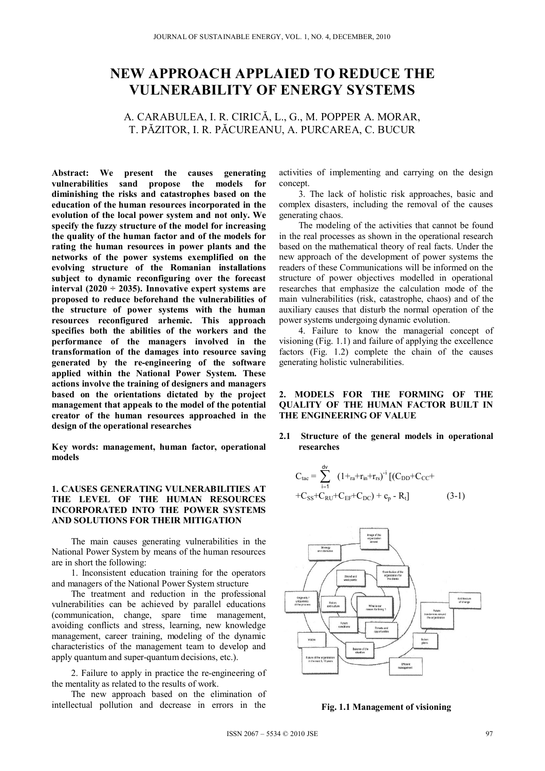# NEW APPROACH APPLAIED TO REDUCE THE VULNERABILITY OF ENERGY SYSTEMS

A. CARABULEA, I. R. CIRICĂ, L., G., M. POPPER A. MORAR, T. PĂZITOR, I. R. PĂCUREANU, A. PURCAREA, C. BUCUR

**Abstract: We present the causes generating vulnerabilities sand propose the models for diminishing the risks and catastrophes based on the education of the human resources incorporated in the evolution of the local power system and not only. We specify the fuzzy structure of the model for increasing the quality of the human factor and of the models for rating the human resources in power plants and the networks of the power systems exemplified on the evolving structure of the Romanian installations subject to dynamic reconfiguring over the forecast interval (2020 ÷ 2035). Innovative expert systems are proposed to reduce beforehand the vulnerabilities of the structure of power systems with the human resources reconfigured arhemic. This approach specifies both the abilities of the workers and the performance of the managers involved in the transformation of the damages into resource saving generated by the re-engineering of the software applied within the National Power System. These actions involve the training of designers and managers based on the orientations dictated by the project management that appeals to the model of the potential creator of the human resources approached in the design of the operational researches**

**Key words: management, human factor, operational models**

## 1. CAUSES GENERATING VULNERABILITIES AT THE LEVEL OF THE HUMAN RESOURCES INCORPORATED INTO THE POWER SYSTEMS AND SOLUTIONS FOR THEIR MITIGATION

The main causes generating vulnerabilities in the National Power System by means of the human resources are in short the following:

1. Inconsistent education training for the operators and managers of the National Power System structure

The treatment and reduction in the professional vulnerabilities can be achieved by parallel educations (communication, change, spare time management, avoiding conflicts and stress, learning, new knowledge management, career training, modeling of the dynamic characteristics of the management team to develop and apply quantum and super-quantum decisions, etc.).

2. Failure to apply in practice the re-engineering of the mentality as related to the results of work.

The new approach based on the elimination of intellectual pollution and decrease in errors in the activities of implementing and carrying on the design concept.

3. The lack of holistic risk approaches, basic and complex disasters, including the removal of the causes generating chaos.

The modeling of the activities that cannot be found in the real processes as shown in the operational research based on the mathematical theory of real facts. Under the new approach of the development of power systems the readers of these Communications will be informed on the structure of power objectives modelled in operational researches that emphasize the calculation mode of the main vulnerabilities (risk, catastrophe, chaos) and of the auxiliary causes that disturb the normal operation of the power systems undergoing dynamic evolution.

4. Failure to know the managerial concept of visioning (Fig. 1.1) and failure of applying the excellence factors (Fig. 1.2) complete the chain of the causes generating holistic vulnerabilities.

## 2. MODELS FOR THE FORMING OF THE QUALITY OF THE HUMAN FACTOR BUILT IN THE ENGINEERING OF VALUE

### 2.1 Structure of the general models in operational researches

$$C_{tac} = \sum_{i=1}^{dv} (1+_{ra}+r_{in}+r_{rs})^{-i} [(C_{DD}+C_{CC}+ +C_{SS}+C_{RU}+C_{EF}+C_{DC}) + c_p - R_t] \qquad (3\text{-}1)$$

**Fig. 1.1 Management of visioning**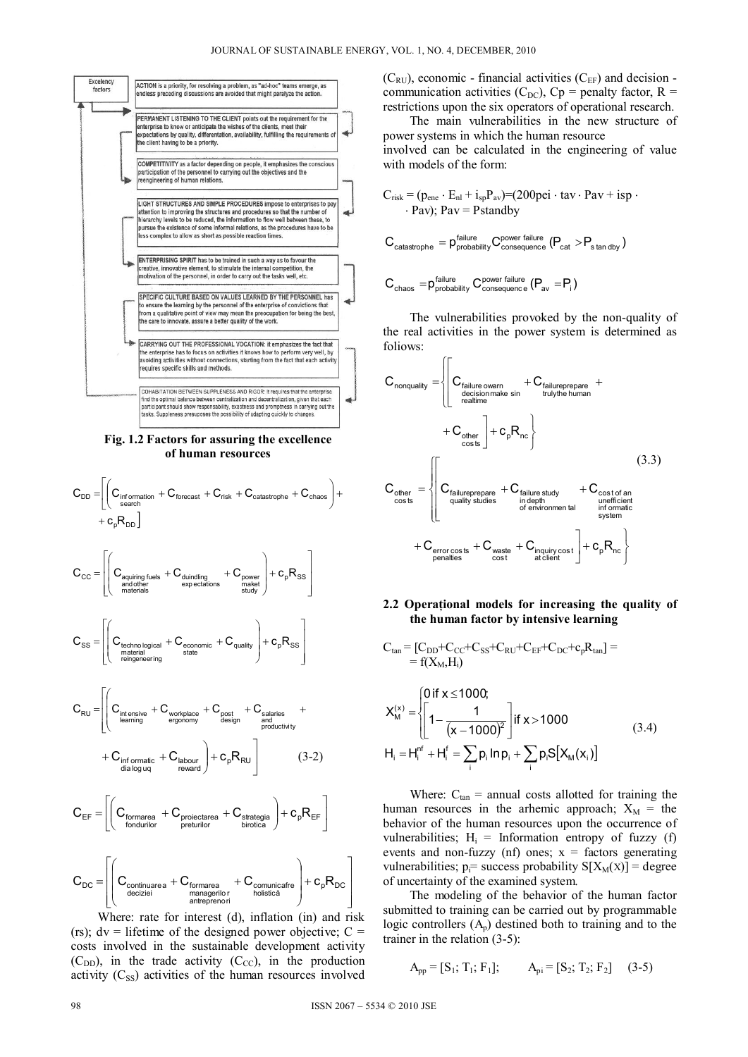Excelency factors

ACTION is a priority, for resolving a problem, as "ad-hoc" teams emerge, as endless preceding discussions are avoided that might paralyze the action.

PERMANENT LISTENING TO THE CLIENT points out the requirement for the enterprise to know or anticipate the wishes of the clients, meet their expectations by quality, differentation, availability, fulfilling the requirements of the client having to be a priority.

COMPETITIVITY as a factor depending on people, it emphasizes the conscious participation of the personnel to carrying out the objectives and the reengineering of human relations.

LIGHT STRUCTURES AND SIMPLE PROCEDURES impose to enterprises to pay attention to improving the structures and procedures so that the number of hierarchy levels to be reduced, the information to flow well between these, to pursue the existence of some informal relations, as the procedures have to be less complex to allow as short as possible reaction times.

ENTERPRISING SPIRIT has to be trained in such a way as to favour the creative, innovative element, to stimulate the internal competition, the motivation of the personnel, in order to carry out the tasks well, etc.

SPECIFIC CULTURE BASED ON VALUES LEARNED BY THE PERSONNEL has to ensure the learning by the personnel of the enterprise of convictions that from a qualitative point of view may mean the preocupation for being the best, the care to innovate, assure a better quality of the work.

CARRYING OUT THE PROFESSIONAL VOCATION: it emphasizes the fact that the enterprise has to focus on activities it knows how to perform very well, by avoiding activities without connections, starting from the fact that each activity requires specific skills and methods.

COHABITATION BETWEEN SUPPLENESS AND RIGOR: it requires that the enterprise find the optimal balence between centralization and decentralization, given that each participant should show responsability, exactness and promptness in carrying out the tasks. Suppleness presupposes the possibility of adapting quickly to changes.

**Fig. 1.2 Factors for assuring the excellence of human resources**

$$C_{DD} = \left[ \left( C_{\substack{information\\search}} + C_{forecast} + C_{risk} + C_{catastrophe} + C_{chaos} \right) + c_p R_{DD} \right]$$

$$C_{CC} = \left[ \left( C_{\substack{aquiring\ fuels\\and\ other\\materials}} + C_{\substack{duindling\\expectations}} + C_{\substack{power\\maket\\study}} \right) + c_p R_{SS} \right]$$

$$C_{SS} = \left[ \left( C_{\substack{technological\\material\\reingeneering}} + C_{\substack{economic\\state}} + C_{quality} \right) + c_p R_{SS} \right]$$

$$C_{RU} = \left[ \left( C_{\substack{intensive\\learning}} + C_{\substack{workplace\\ergonomy}} + C_{\substack{post\\design}} + C_{\substack{salaries\\and\\productivity}} + C_{\substack{informatic\\dialoguq}} + C_{\substack{labour\\reward}} \right) + c_p R_{RU} \right] \qquad (3\text{-}2)$$

$$C_{EF} = \left[ \left( C_{\substack{formarea\\fondurilor}} + C_{\substack{proiectarea\\preturilor}} + C_{\substack{strategia\\birotica}} \right) + c_p R_{EF} \right]$$

$$C_{DC} = \left[ \left( C_{\substack{continuarea\\deciziei}} + C_{\substack{formarea\\managerilor\\antreprenori}} + C_{\substack{comunicafre\\holistică}} \right) + c_p R_{DC} \right]$$

Where: rate for interest (d), inflation (in) and risk (rs); dv = lifetime of the designed power objective; C = costs involved in the sustainable development activity ($C_{DD}$), in the trade activity ($C_{CC}$), in the production activity ($C_{SS}$) activities of the human resources involved ($C_{RU}$), economic - financial activities ($C_{EF}$) and decision - communication activities ($C_{DC}$), Cp = penalty factor, R = restrictions upon the six operators of operational research.

The main vulnerabilities in the new structure of power systems in which the human resource involved can be calculated in the engineering of value with models of the form:

$C_{risk} = (p_{ene} \cdot E_{nl} + i_{sp} P_{av}) = (200 pei \cdot tav \cdot Pav + isp \cdot \cdot Pav)$; Pav = Pstandby

$$C_{catastrophe} = p^{failure}_{probability} C^{power\ failure}_{consequence} (P_{cat} > P_{standby})$$

$$C_{chaos} = p^{failure}_{probability} C^{power\ failure}_{consequence} (P_{av} = P_i)$$

The vulnerabilities provoked by the non-quality of the real activities in the power system is determined as foliows:

$$C_{nonquality} = \left\{ \left[ C_{\substack{failure\ owarn\\decision\ make\ sin\\realtime}} + C_{\substack{failureprepare\\trulythe\ human}} + C_{\substack{other\\costs}} \right] + c_p R_{nc} \right\}$$

$$C_{\substack{other\\costs}} = \left\{ \left[ C_{\substack{failureprepare\\quality\ studies}} + C_{\substack{failure\ study\\in\ depth\\of\ environmental}} + C_{\substack{cost\ of\ an\\unefficient\\informatic\\system}} + C_{\substack{error\ costs\\penalties}} + C_{\substack{waste\\cost}} + C_{\substack{inquiry\ cost\\at\ client}} \right] + c_p R_{nc} \right\} \qquad (3.3)$$

## 2.2 Operațional models for increasing the quality of the human factor by intensive learning

$C_{tan} = [C_{DD} + C_{CC} + C_{SS} + C_{RU} + C_{EF} + C_{DC} + c_p R_{tan}] = f(X_M, H_i)$

$$X_M^{(x)} = \begin{cases} 0 \text{ if } x \le 1000; \\ \left[ 1 - \dfrac{1}{(x-1000)^2} \right] \text{if } x > 1000 \end{cases} \qquad (3.4)$$

$$H_i = H_i^{nf} + H_i^{f} = \sum_i p_i \ln p_i + \sum_i p_i S[X_M(x_i)]$$

Where: $C_{tan}$ = annual costs allotted for training the human resources in the arhemic approach; $X_M$ = the behavior of the human resources upon the occurrence of vulnerabilities; $H_i$ = Information entropy of fuzzy (f) events and non-fuzzy (nf) ones; x = factors generating vulnerabilities; $p_i$= success probability $S[X_M(x)]$ = degree of uncertainty of the examined system.

The modeling of the behavior of the human factor submitted to training can be carried out by programmable logic controllers ($A_p$) destined both to training and to the trainer in the relation (3-5):

$$A_{pp} = [S_1; T_1; F_1]; \qquad A_{pi} = [S_2; T_2; F_2] \qquad (3\text{-}5)$$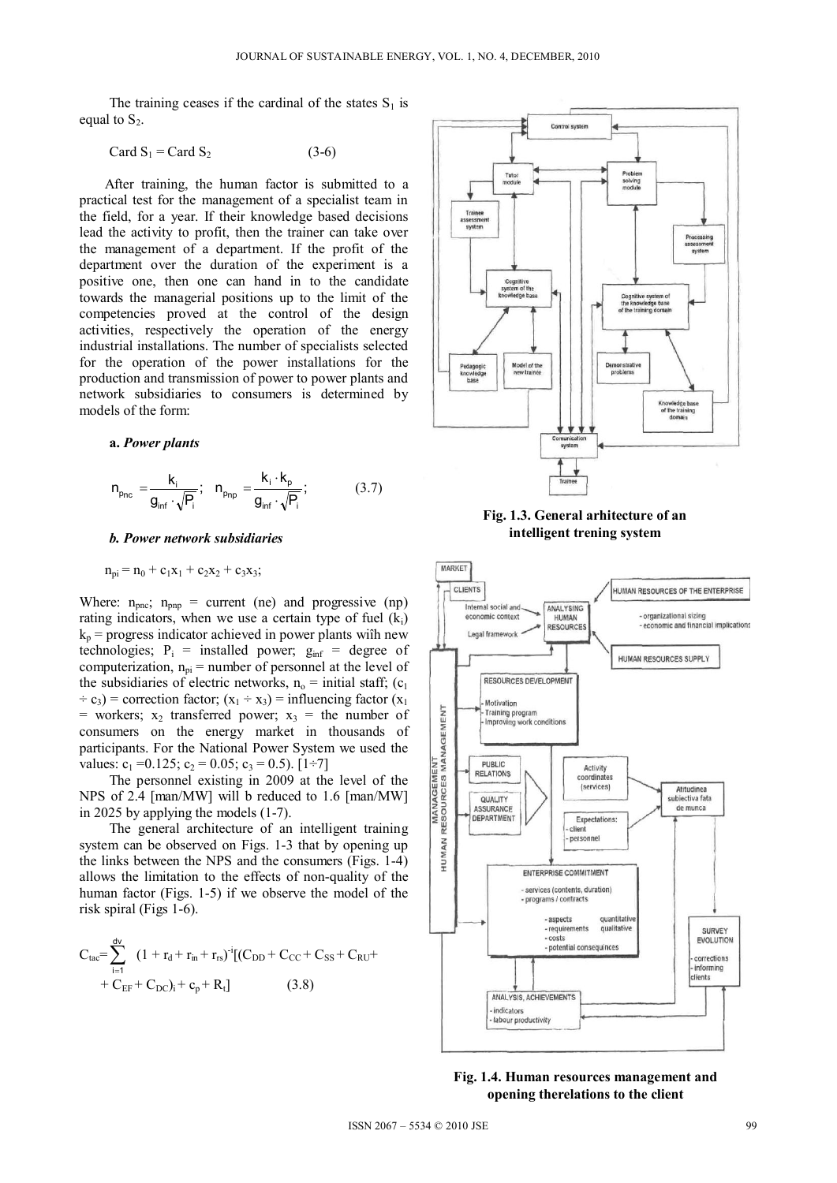The training ceases if the cardinal of the states $S_1$ is equal to $S_2$.

$$\text{Card } S_1 = \text{Card } S_2 \qquad (3\text{-}6)$$

After training, the human factor is submitted to a practical test for the management of a specialist team in the field, for a year. If their knowledge based decisions lead the activity to profit, then the trainer can take over the management of a department. If the profit of the department over the duration of the experiment is a positive one, then one can hand in to the candidate towards the managerial positions up to the limit of the competencies proved at the control of the design activities, respectively the operation of the energy industrial installations. The number of specialists selected for the operation of the power installations for the production and transmission of power to power plants and network subsidiaries to consumers is determined by models of the form:

**a.** ***Power plants***

$$n_{p_{nc}} = \frac{k_i}{g_{inf} \cdot \sqrt{P_i}}; \quad n_{p_{np}} = \frac{k_i \cdot k_p}{g_{inf} \cdot \sqrt{P_i}}; \qquad (3.7)$$

***b. Power network subsidiaries***

$$n_{pi} = n_0 + c_1x_1 + c_2x_2 + c_3x_3;$$

Where: $n_{pnc}$; $n_{pnp}$ = current (ne) and progressive (np) rating indicators, when we use a certain type of fuel ($k_i$) $k_p$ = progress indicator achieved in power plants wiîh new technologies; $P_i$ = installed power; $g_{inf}$ = degree of computerization, $n_{pi}$ = number of personnel at the level of the subsidiaries of electric networks, $n_o$ = initial staff; ($c_1 \div c_3$) = correction factor; ($x_1 \div x_3$) = influencing factor ($x_1$ = workers; $x_2$ transferred power; $x_3$ = the number of consumers on the energy market in thousands of participants. For the National Power System we used the values: $c_1$ =0.125; $c_2$ = 0.05; $c_3$ = 0.5). [1÷7]

The personnel existing in 2009 at the level of the NPS of 2.4 [man/MW] will b reduced to 1.6 [man/MW] in 2025 by applying the models (1-7).

The general architecture of an intelligent training system can be observed on Figs. 1-3 that by opening up the links between the NPS and the consumers (Figs. 1-4) allows the limitation to the effects of non-quality of the human factor (Figs. 1-5) if we observe the model of the risk spiral (Figs 1-6).

$$C_{tac} = \sum_{i=1}^{dv} (1 + r_d + r_{in} + r_{rs})^{-i}[(C_{DD} + C_{CC} + C_{SS} + C_{RU} + C_{EF} + C_{DC})_i + c_p + R_t] \qquad (3.8)$$

**Fig. 1.3. General arhitecture of an intelligent trening system**

**Fig. 1.4. Human resources management and opening therelations to the client**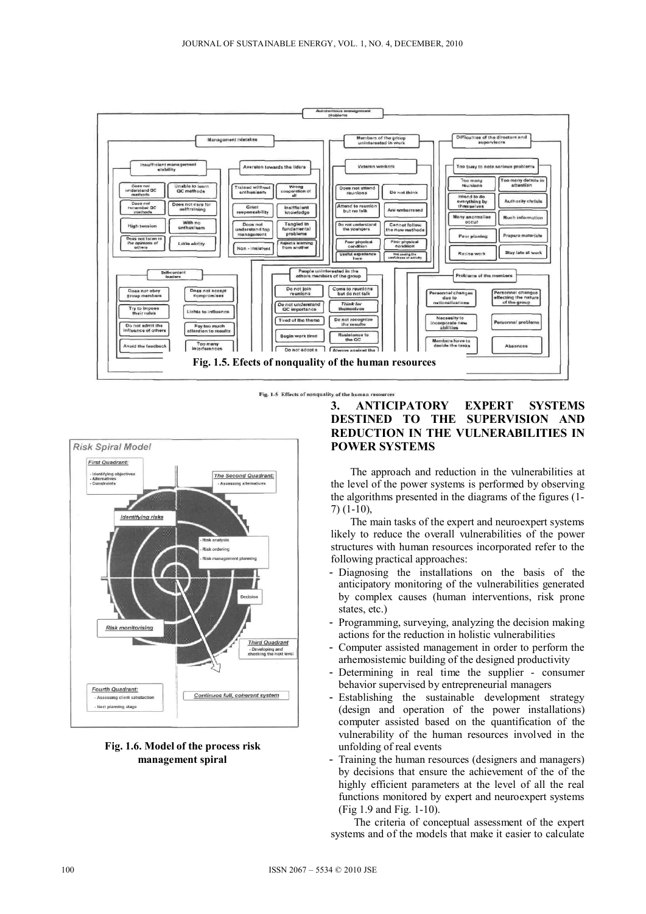Fig. 1.5. Efects of nonquality of the human resources

Fig. 1-5 Effects of nonquality of the human resources

Fig. 1.6. Model of the process risk management spiral

## 3. ANTICIPATORY EXPERT SYSTEMS DESTINED TO THE SUPERVISION AND REDUCTION IN THE VULNERABILITIES IN POWER SYSTEMS

The approach and reduction in the vulnerabilities at the level of the power systems is performed by observing the algorithms presented in the diagrams of the figures (1-7) (1-10),

The main tasks of the expert and neuroexpert systems likely to reduce the overall vulnerabilities of the power structures with human resources incorporated refer to the following practical approaches:

- Diagnosing the installations on the basis of the anticipatory monitoring of the vulnerabilities generated by complex causes (human interventions, risk prone states, etc.)
- Programming, surveying, analyzing the decision making actions for the reduction in holistic vulnerabilities
- Computer assisted management in order to perform the arhemosistemic building of the designed productivity
- Determining in real time the supplier - consumer behavior supervised by entrepreneurial managers
- Establishing the sustainable development strategy (design and operation of the power installations) computer assisted based on the quantification of the vulnerability of the human resources involved in the unfolding of real events
- Training the human resources (designers and managers) by decisions that ensure the achievement of the of the highly efficient parameters at the level of all the real functions monitored by expert and neuroexpert systems (Fig 1.9 and Fig. 1-10).

The criteria of conceptual assessment of the expert systems and of the models that make it easier to calculate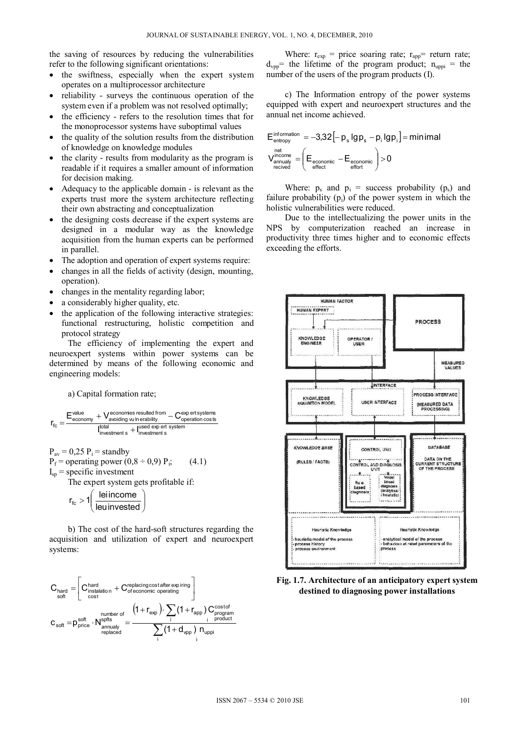the saving of resources by reducing the vulnerabilities refer to the following significant orientations:

- the swiftness, especially when the expert system operates on a multiprocessor architecture
- reliability - surveys the continuous operation of the system even if a problem was not resolved optimally;
- the efficiency - refers to the resolution times that for the monoprocessor systems have suboptimal values
- the quality of the solution results from the distribution of knowledge on knowledge modules
- the clarity - results from modularity as the program is readable if it requires a smaller amount of information for decision making.
- Adequacy to the applicable domain - is relevant as the experts trust more the system architecture reflecting their own abstracting and conceptualization
- the designing costs decrease if the expert systems are designed in a modular way as the knowledge acquisition from the human experts can be performed in parallel.
- The adoption and operation of expert systems require:
- changes in all the fields of activity (design, mounting, operation).
- changes in the mentality regarding labor;
- a considerably higher quality, etc.
- the application of the following interactive strategies: functional restructuring, holistic competition and protocol strategy

The efficiency of implementing the expert and neuroexpert systems within power systems can be determined by means of the following economic and engineering models:

a) Capital formation rate;

$$r_{fc} = \frac{E^{\text{value}}_{\text{economy}} + V^{\text{economies resulted from}}_{\text{avoiding vulnerability}} - C^{\text{expert systems}}_{\text{operation costs}}}{I^{\text{total}}_{\text{investments}} + I^{\text{used expert system}}_{\text{investments}}}$$

$P_{av} = 0{,}25\ P_i$ = standby

$P_f$ = operating power $(0{,}8 \div 0{,}9)\ P_i$; (4.1)

$I_{sp}$ = specific investment

The expert system gets profitable if:

$$r_{fc} > 1\left(\frac{\text{lei income}}{\text{leu invested}}\right)$$

b) The cost of the hard-soft structures regarding the acquisition and utilization of expert and neuroexpert systems:

$$C_{\substack{\text{hard}\\\text{soft}}} = \left[C^{\text{hard}}_{\substack{\text{instalation}\\\text{cost}}} + C^{\text{replacing cost after expiring}}_{\text{of economic operating}}\right]$$

$$c_{soft} = p^{soft}_{price} \cdot N^{\substack{\text{number of}\\\text{spfts}}}_{\substack{\text{annualy}\\\text{replaced}}} = \frac{\left(1 + r_{exp}\right) \cdot \sum_i \left(1 + r_{app}\right) C^{\text{cost of}}_{\substack{\text{program}\\\text{product}}}}{\sum_i \left(1 + d_{vpp}\right)\ n_{uppi}}$$

Where: $r_{exp}$ = price soaring rate; $r_{app}$= return rate; $d_{vpp}$= the lifetime of the program product; $n_{uppi}$ = the number of the users of the program products (I).

c) The Information entropy of the power systems equipped with expert and neuroexpert structures and the annual net income achieved.

$$E^{\text{information}}_{\text{entropy}} = -3{,}32\left[-p_s \lg p_s - p_i \lg p_i\right] = \text{minimal}$$

$$V^{\substack{\text{net}\\\text{income}}}_{\substack{\text{annualy}\\\text{recived}}} = \left(E_{\substack{\text{economic}\\\text{effect}}} - E_{\substack{\text{economic}\\\text{effort}}}\right) > 0$$

Where: $p_s$ and $p_i$ = success probability ($p_s$) and failure probability ($p_i$) of the power system in which the holistic vulnerabilities were reduced.

Due to the intellectualizing the power units in the NPS by computerization reached an increase in productivity three times higher and to economic effects exceeding the efforts.

**Fig. 1.7. Architecture of an anticipatory expert system destined to diagnosing power installations**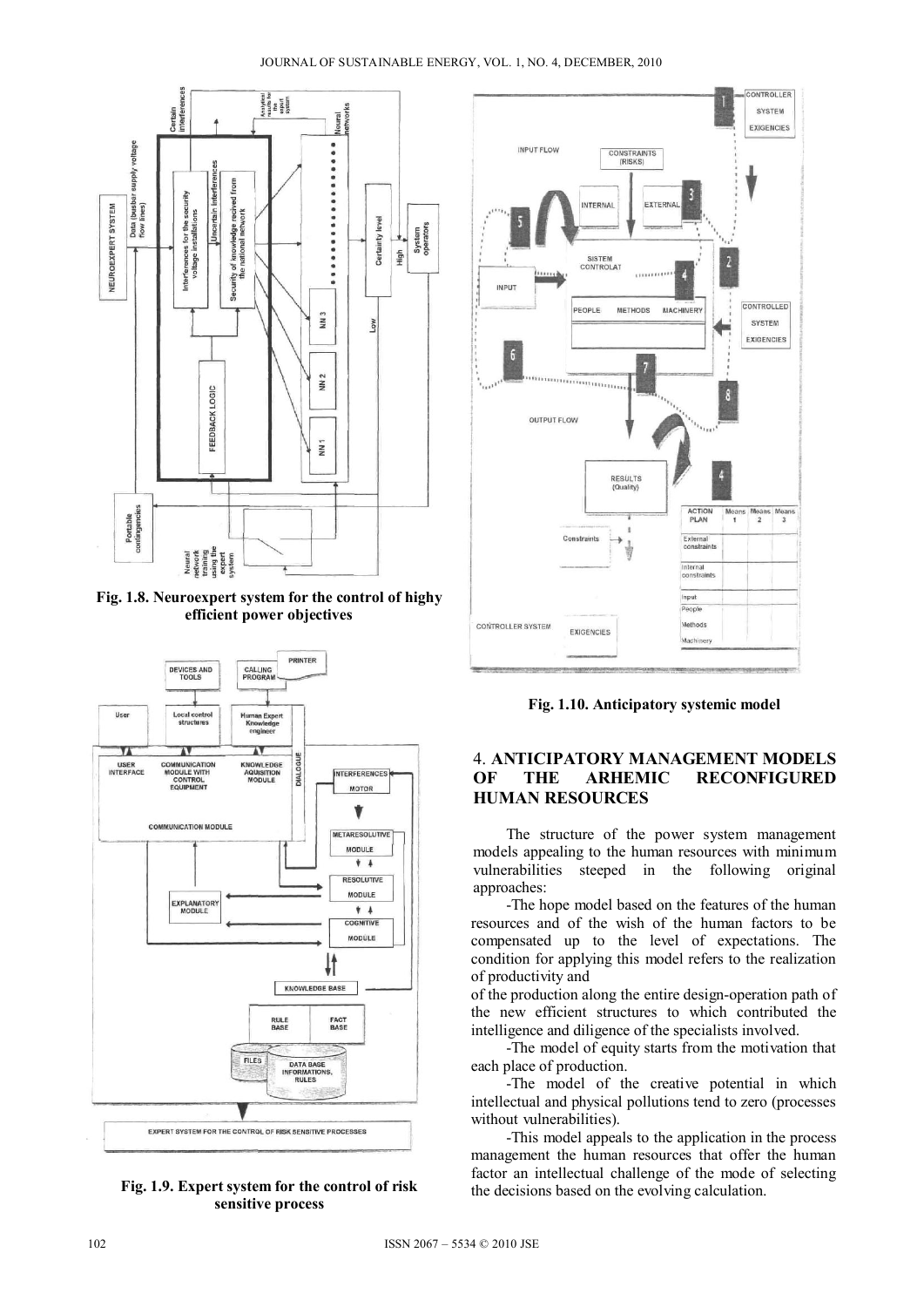Fig. 1.8. Neuroexpert system for the control of highy efficient power objectives

Fig. 1.9. Expert system for the control of risk sensitive process

Fig. 1.10. Anticipatory systemic model

## 4. ANTICIPATORY MANAGEMENT MODELS OF THE ARHEMIC RECONFIGURED HUMAN RESOURCES

The structure of the power system management models appealing to the human resources with minimum vulnerabilities steeped in the following original approaches:

-The hope model based on the features of the human resources and of the wish of the human factors to be compensated up to the level of expectations. The condition for applying this model refers to the realization of productivity and of the production along the entire design-operation path of the new efficient structures to which contributed the intelligence and diligence of the specialists involved.

-The model of equity starts from the motivation that each place of production.

-The model of the creative potential in which intellectual and physical pollutions tend to zero (processes without vulnerabilities).

-This model appeals to the application in the process management the human resources that offer the human factor an intellectual challenge of the mode of selecting the decisions based on the evolving calculation.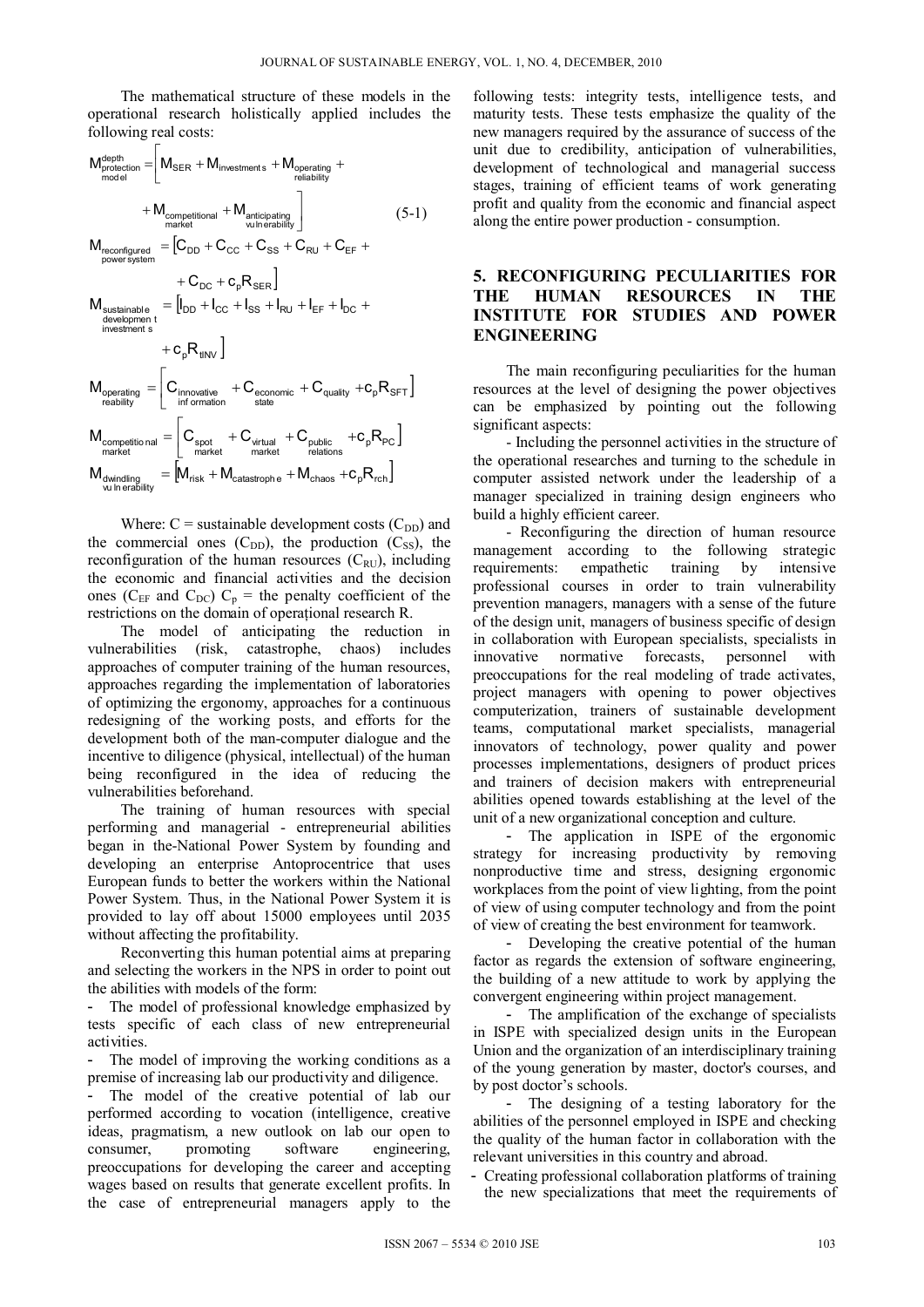The mathematical structure of these models in the operational research holistically applied includes the following real costs:

$$M_{\substack{\text{depth}\\\text{protection}\\\text{model}}} = \left[ M_{SER} + M_{\text{investments}} + M_{\substack{\text{operating}\\\text{reliability}}} + M_{\substack{\text{competitional}\\\text{market}}} + M_{\substack{\text{anticipating}\\\text{vulnerability}}} \right] \quad (5\text{-}1)$$

$$M_{\substack{\text{reconfigured}\\\text{power system}}} = \left[ C_{DD} + C_{CC} + C_{SS} + C_{RU} + C_{EF} + C_{DC} + c_p R_{SER} \right]$$

$$M_{\substack{\text{sustainable}\\\text{development}\\\text{investments}}} = \left[ I_{DD} + I_{CC} + I_{SS} + I_{RU} + I_{EF} + I_{DC} + c_p R_{tINV} \right]$$

$$M_{\substack{\text{operating}\\\text{reability}}} = \left[ C_{\substack{\text{innovative}\\\text{information}}} + C_{\substack{\text{economic}\\\text{state}}} + C_{\text{quality}} + c_p R_{SFT} \right]$$

$$M_{\substack{\text{competitional}\\\text{market}}} = \left[ C_{\substack{\text{spot}\\\text{market}}} + C_{\substack{\text{virtual}\\\text{market}}} + C_{\substack{\text{public}\\\text{relations}}} + c_p R_{PC} \right]$$

$$M_{\substack{\text{dwindling}\\\text{vulnerability}}} = \left[ M_{\text{risk}} + M_{\text{catastrophe}} + M_{\text{chaos}} + c_p R_{rch} \right]$$

Where: C = sustainable development costs ($C_{DD}$) and the commercial ones ($C_{DD}$), the production ($C_{SS}$), the reconfiguration of the human resources ($C_{RU}$), including the economic and financial activities and the decision ones ($C_{EF}$ and $C_{DC}$) $C_p$ = the penalty coefficient of the restrictions on the domain of operațional research R.

The model of anticipating the reduction in vulnerabilities (risk, catastrophe, chaos) includes approaches of computer training of the human resources, approaches regarding the implementation of laboratories of optimizing the ergonomy, approaches for a continuous redesigning of the working posts, and efforts for the development both of the man-computer dialogue and the incentive to diligence (physical, intellectual) of the human being reconfigured in the idea of reducing the vulnerabilities beforehand.

The training of human resources with special performing and managerial - entrepreneurial abilities began in the-National Power System by founding and developing an enterprise Antoprocentrice that uses European funds to better the workers within the National Power System. Thus, in the National Power System it is provided to lay off about 15000 employees until 2035 without affecting the profitability.

Reconverting this human potential aims at preparing and selecting the workers in the NPS in order to point out the abilities with models of the form:

- The model of professional knowledge emphasized by tests specific of each class of new entrepreneurial activities.
- The model of improving the working conditions as a premise of increasing lab our productivity and diligence.
- The model of the creative potential of lab our performed according to vocation (intelligence, creative ideas, pragmatism, a new outlook on lab our open to consumer, promoting software engineering, preoccupations for developing the career and accepting wages based on results that generate excellent profits. In the case of entrepreneurial managers apply to the following tests: integrity tests, intelligence tests, and maturity tests. These tests emphasize the quality of the new managers required by the assurance of success of the unit due to credibility, anticipation of vulnerabilities, development of technological and managerial success stages, training of efficient teams of work generating profit and quality from the economic and financial aspect along the entire power production - consumption.

## 5. RECONFIGURING PECULIARITIES FOR THE HUMAN RESOURCES IN THE INSTITUTE FOR STUDIES AND POWER ENGINEERING

The main reconfiguring peculiarities for the human resources at the level of designing the power objectives can be emphasized by pointing out the following significant aspects:

- Including the personnel activities in the structure of the operational researches and turning to the schedule in computer assisted network under the leadership of a manager specialized in training design engineers who build a highly efficient career.

- Reconfiguring the direction of human resource management according to the following strategic requirements: empathetic training by intensive professional courses in order to train vulnerability prevention managers, managers with a sense of the future of the design unit, managers of business specific of design in collaboration with European specialists, specialists in innovative normative forecasts, personnel with preoccupations for the real modeling of trade activates, project managers with opening to power objectives computerization, trainers of sustainable development teams, computational market specialists, managerial innovators of technology, power quality and power processes implementations, designers of product prices and trainers of decision makers with entrepreneurial abilities opened towards establishing at the level of the unit of a new organizational conception and culture.

- The application in ISPE of the ergonomic strategy for increasing productivity by removing nonproductive time and stress, designing ergonomic workplaces from the point of view lighting, from the point of view of using computer technology and from the point of view of creating the best environment for teamwork.

- Developing the creative potential of the human factor as regards the extension of software engineering, the building of a new attitude to work by applying the convergent engineering within project management.

- The amplification of the exchange of specialists in ISPE with specialized design units in the European Union and the organization of an interdisciplinary training of the young generation by master, doctor's courses, and by post doctor's schools.

- The designing of a testing laboratory for the abilities of the personnel employed in ISPE and checking the quality of the human factor in collaboration with the relevant universities in this country and abroad.

- Creating professional collaboration platforms of training the new specializations that meet the requirements of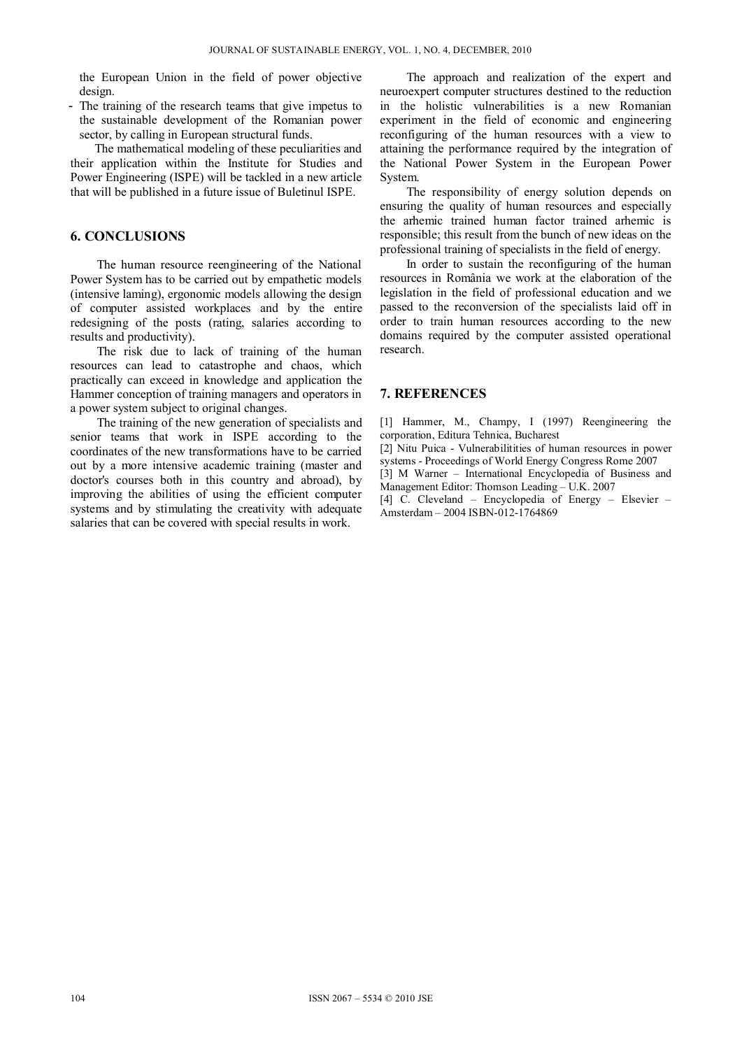the European Union in the field of power objective design.

- The training of the research teams that give impetus to the sustainable development of the Romanian power sector, by calling in European structural funds.

The mathematical modeling of these peculiarities and their application within the Institute for Studies and Power Engineering (ISPE) will be tackled in a new article that will be published in a future issue of Buletinul ISPE.

## 6. CONCLUSIONS

The human resource reengineering of the National Power System has to be carried out by empathetic models (intensive laming), ergonomic models allowing the design of computer assisted workplaces and by the entire redesigning of the posts (rating, salaries according to results and productivity).

The risk due to lack of training of the human resources can lead to catastrophe and chaos, which practically can exceed in knowledge and application the Hammer conception of training managers and operators in a power system subject to original changes.

The training of the new generation of specialists and senior teams that work in ISPE according to the coordinates of the new transformations have to be carried out by a more intensive academic training (master and doctor's courses both in this country and abroad), by improving the abilities of using the efficient computer systems and by stimulating the creativity with adequate salaries that can be covered with special results in work.

The approach and realization of the expert and neuroexpert computer structures destined to the reduction in the holistic vulnerabilities is a new Romanian experiment in the field of economic and engineering reconfiguring of the human resources with a view to attaining the performance required by the integration of the National Power System in the European Power System.

The responsibility of energy solution depends on ensuring the quality of human resources and especially the arhemic trained human factor trained arhemic is responsible; this result from the bunch of new ideas on the professional training of specialists in the field of energy.

In order to sustain the reconfiguring of the human resources in România we work at the elaboration of the legislation in the field of professional education and we passed to the reconversion of the specialists laid off in order to train human resources according to the new domains required by the computer assisted operational research.

## 7. REFERENCES

[1] Hammer, M., Champy, I (1997) Reengineering the corporation, Editura Tehnica, Bucharest

[2] Nitu Puica - Vulnerabilitities of human resources in power systems - Proceedings of World Energy Congress Rome 2007

[3] M Warner – International Encyclopedia of Business and Management Editor: Thomson Leading – U.K. 2007

[4] C. Cleveland – Encyclopedia of Energy – Elsevier – Amsterdam – 2004 ISBN-012-1764869